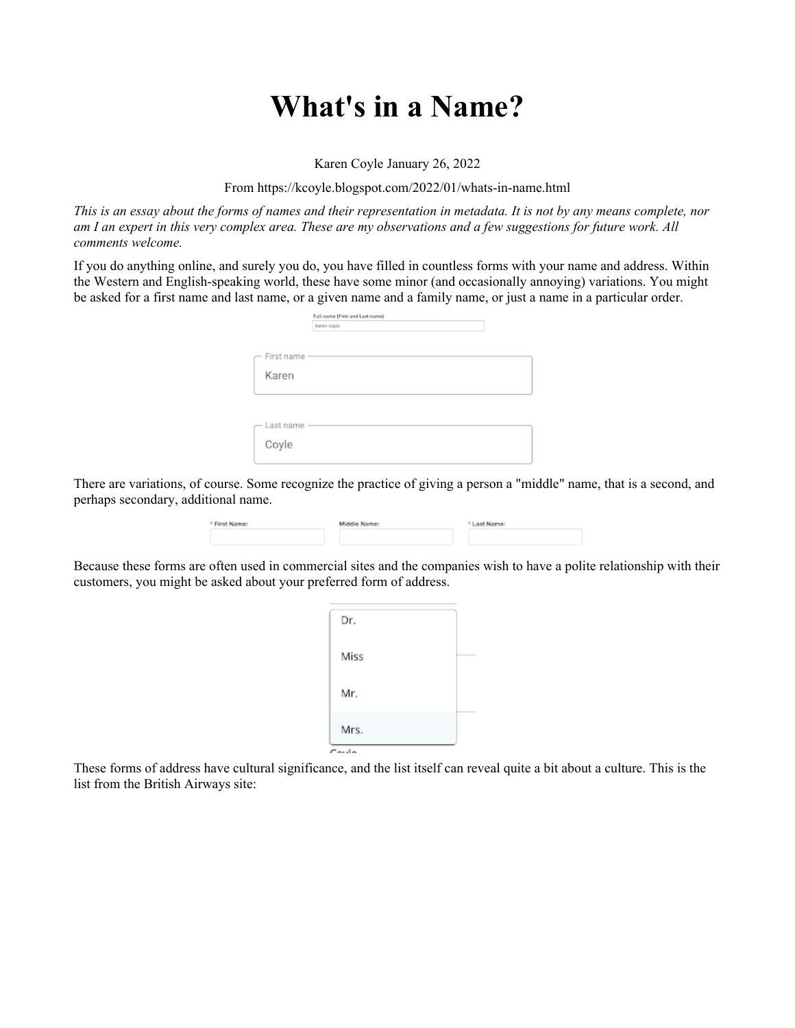# What's in a Name?

Karen Coyle January 26, 2022

From https://kcoyle.blogspot.com/2022/01/whats-in-name.html

*This is an essay about the forms of names and their representation in metadata. It is not by any means complete, nor am I an expert in this very complex area. These are my observations and a few suggestions for future work. All comments welcome.*

If you do anything online, and surely you do, you have filled in countless forms with your name and address. Within the Western and English-speaking world, these have some minor (and occasionally annoying) variations. You might be asked for a first name and last name, or a given name and a family name, or just a name in a particular order.

There are variations, of course. Some recognize the practice of giving a person a "middle" name, that is a second, and perhaps secondary, additional name.

Because these forms are often used in commercial sites and the companies wish to have a polite relationship with their customers, you might be asked about your preferred form of address.

These forms of address have cultural significance, and the list itself can reveal quite a bit about a culture. This is the list from the British Airways site: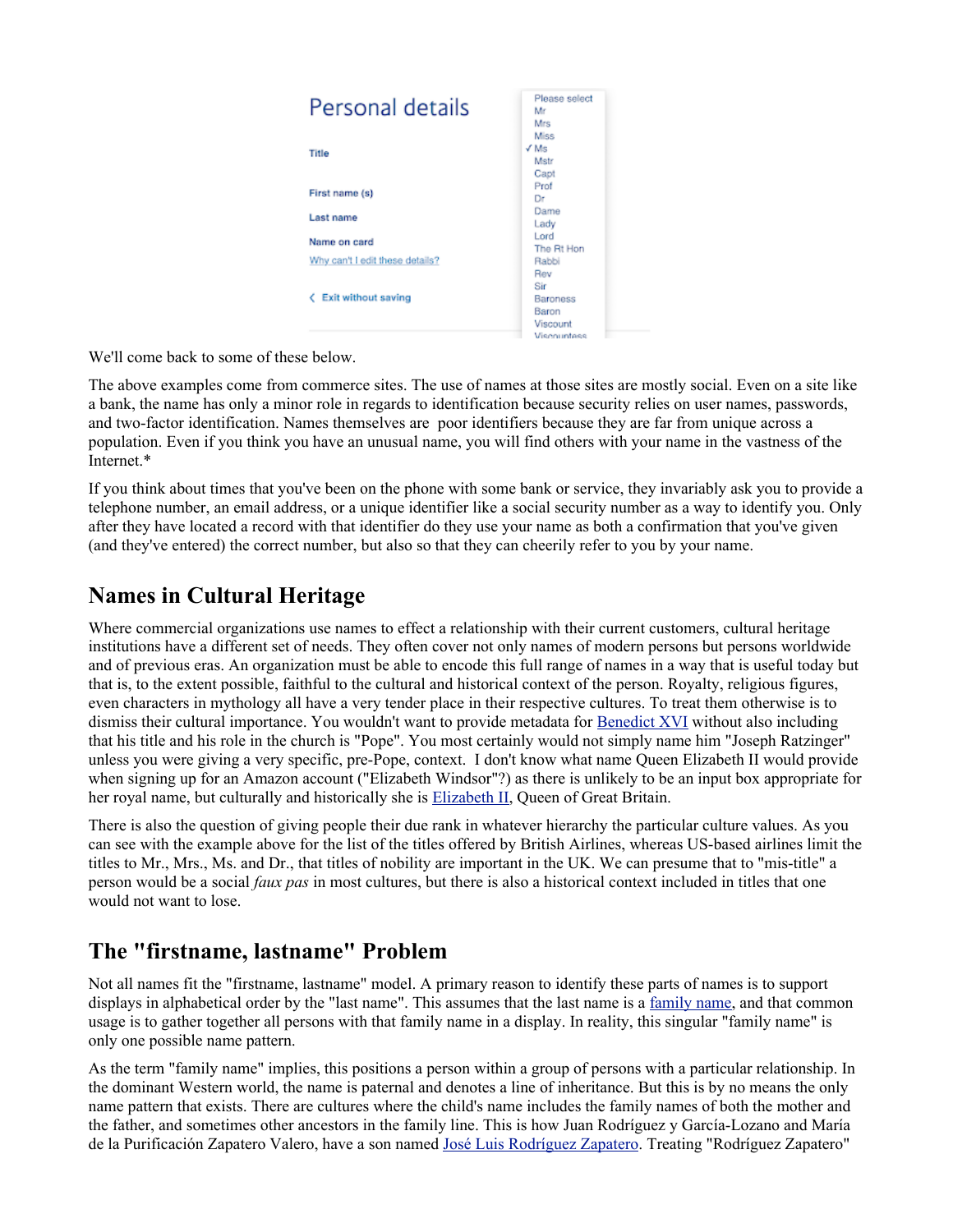We'll come back to some of these below.

The above examples come from commerce sites. The use of names at those sites are mostly social. Even on a site like a bank, the name has only a minor role in regards to identification because security relies on user names, passwords, and two-factor identification. Names themselves are poor identifiers because they are far from unique across a population. Even if you think you have an unusual name, you will find others with your name in the vastness of the Internet.*

If you think about times that you've been on the phone with some bank or service, they invariably ask you to provide a telephone number, an email address, or a unique identifier like a social security number as a way to identify you. Only after they have located a record with that identifier do they use your name as both a confirmation that you've given (and they've entered) the correct number, but also so that they can cheerily refer to you by your name.

## Names in Cultural Heritage

Where commercial organizations use names to effect a relationship with their current customers, cultural heritage institutions have a different set of needs. They often cover not only names of modern persons but persons worldwide and of previous eras. An organization must be able to encode this full range of names in a way that is useful today but that is, to the extent possible, faithful to the cultural and historical context of the person. Royalty, religious figures, even characters in mythology all have a very tender place in their respective cultures. To treat them otherwise is to dismiss their cultural importance. You wouldn't want to provide metadata for Benedict XVI without also including that his title and his role in the church is "Pope". You most certainly would not simply name him "Joseph Ratzinger" unless you were giving a very specific, pre-Pope, context. I don't know what name Queen Elizabeth II would provide when signing up for an Amazon account ("Elizabeth Windsor"?) as there is unlikely to be an input box appropriate for her royal name, but culturally and historically she is Elizabeth II, Queen of Great Britain.

There is also the question of giving people their due rank in whatever hierarchy the particular culture values. As you can see with the example above for the list of the titles offered by British Airlines, whereas US-based airlines limit the titles to Mr., Mrs., Ms. and Dr., that titles of nobility are important in the UK. We can presume that to "mis-title" a person would be a social *faux pas* in most cultures, but there is also a historical context included in titles that one would not want to lose.

## The "firstname, lastname" Problem

Not all names fit the "firstname, lastname" model. A primary reason to identify these parts of names is to support displays in alphabetical order by the "last name". This assumes that the last name is a family name, and that common usage is to gather together all persons with that family name in a display. In reality, this singular "family name" is only one possible name pattern.

As the term "family name" implies, this positions a person within a group of persons with a particular relationship. In the dominant Western world, the name is paternal and denotes a line of inheritance. But this is by no means the only name pattern that exists. There are cultures where the child's name includes the family names of both the mother and the father, and sometimes other ancestors in the family line. This is how Juan Rodríguez y García-Lozano and María de la Purificación Zapatero Valero, have a son named José Luis Rodríguez Zapatero. Treating "Rodríguez Zapatero"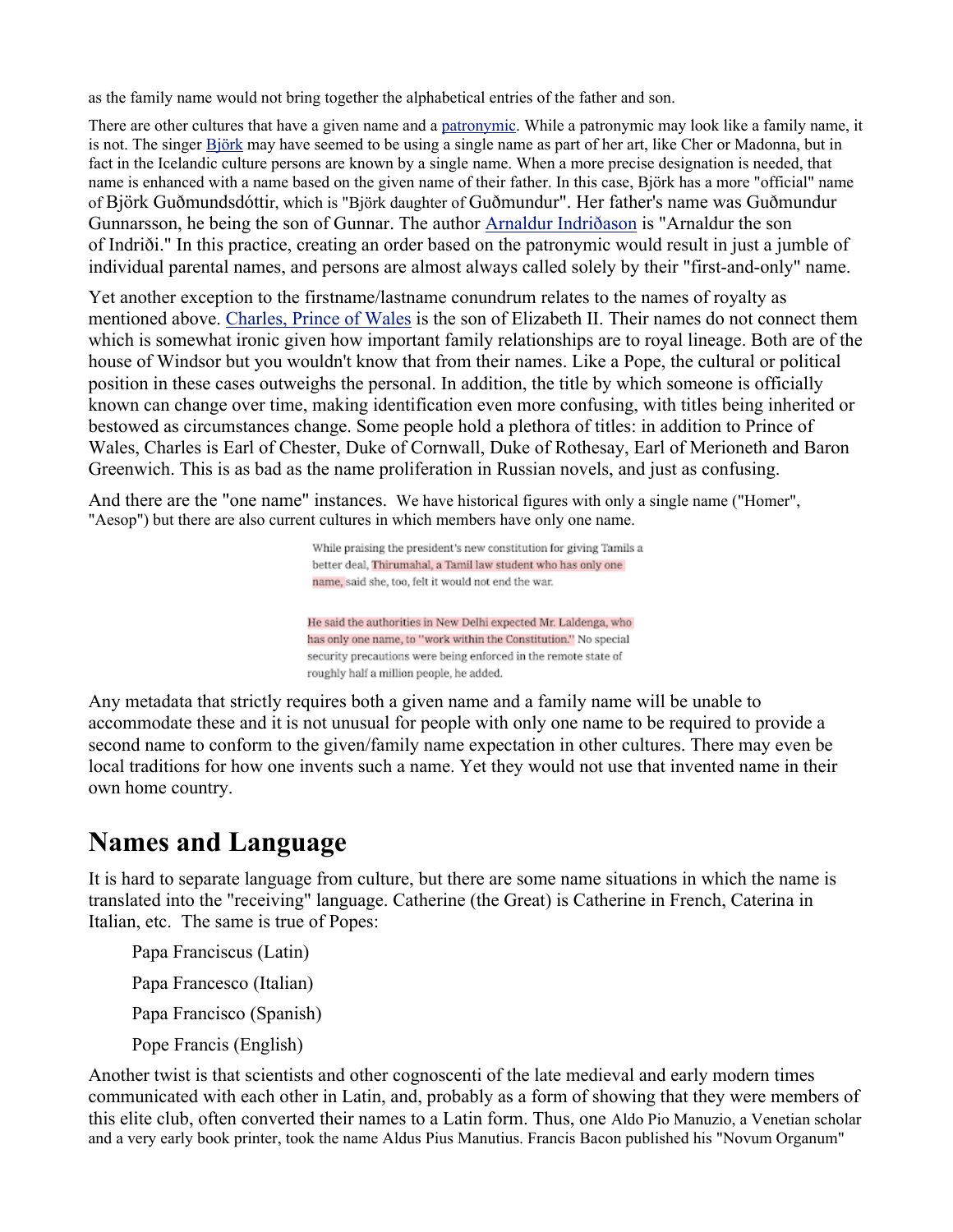as the family name would not bring together the alphabetical entries of the father and son.

There are other cultures that have a given name and a patronymic. While a patronymic may look like a family name, it is not. The singer Björk may have seemed to be using a single name as part of her art, like Cher or Madonna, but in fact in the Icelandic culture persons are known by a single name. When a more precise designation is needed, that name is enhanced with a name based on the given name of their father. In this case, Björk has a more "official" name of Björk Guðmundsdóttir, which is "Björk daughter of Guðmundur". Her father's name was Guðmundur Gunnarsson, he being the son of Gunnar. The author Arnaldur Indriðason is "Arnaldur the son of Indriði." In this practice, creating an order based on the patronymic would result in just a jumble of individual parental names, and persons are almost always called solely by their "first-and-only" name.

Yet another exception to the firstname/lastname conundrum relates to the names of royalty as mentioned above. Charles, Prince of Wales is the son of Elizabeth II. Their names do not connect them which is somewhat ironic given how important family relationships are to royal lineage. Both are of the house of Windsor but you wouldn't know that from their names. Like a Pope, the cultural or political position in these cases outweighs the personal. In addition, the title by which someone is officially known can change over time, making identification even more confusing, with titles being inherited or bestowed as circumstances change. Some people hold a plethora of titles: in addition to Prince of Wales, Charles is Earl of Chester, Duke of Cornwall, Duke of Rothesay, Earl of Merioneth and Baron Greenwich. This is as bad as the name proliferation in Russian novels, and just as confusing.

And there are the "one name" instances. We have historical figures with only a single name ("Homer", "Aesop") but there are also current cultures in which members have only one name.

> While praising the president's new constitution for giving Tamils a better deal, Thirumahal, a Tamil law student who has only one name, said she, too, felt it would not end the war.

> He said the authorities in New Delhi expected Mr. Laldenga, who has only one name, to "work within the Constitution." No special security precautions were being enforced in the remote state of roughly half a million people, he added.

Any metadata that strictly requires both a given name and a family name will be unable to accommodate these and it is not unusual for people with only one name to be required to provide a second name to conform to the given/family name expectation in other cultures. There may even be local traditions for how one invents such a name. Yet they would not use that invented name in their own home country.

## Names and Language

It is hard to separate language from culture, but there are some name situations in which the name is translated into the "receiving" language. Catherine (the Great) is Catherine in French, Caterina in Italian, etc. The same is true of Popes:

> Papa Franciscus (Latin)
>
> Papa Francesco (Italian)
>
> Papa Francisco (Spanish)
>
> Pope Francis (English)

Another twist is that scientists and other cognoscenti of the late medieval and early modern times communicated with each other in Latin, and, probably as a form of showing that they were members of this elite club, often converted their names to a Latin form. Thus, one Aldo Pio Manuzio, a Venetian scholar and a very early book printer, took the name Aldus Pius Manutius. Francis Bacon published his "Novum Organum"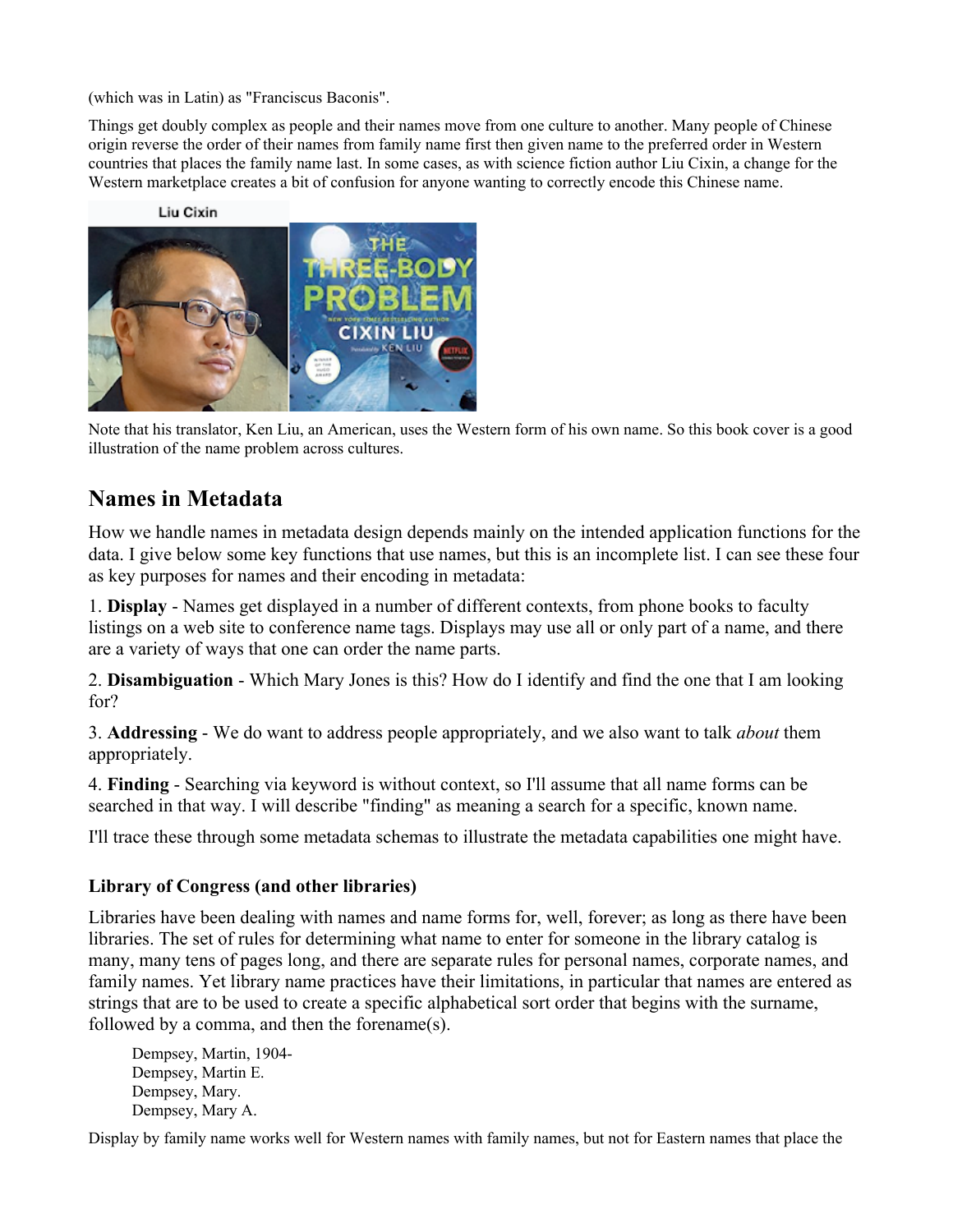(which was in Latin) as "Franciscus Baconis".

Things get doubly complex as people and their names move from one culture to another. Many people of Chinese origin reverse the order of their names from family name first then given name to the preferred order in Western countries that places the family name last. In some cases, as with science fiction author Liu Cixin, a change for the Western marketplace creates a bit of confusion for anyone wanting to correctly encode this Chinese name.

Note that his translator, Ken Liu, an American, uses the Western form of his own name. So this book cover is a good illustration of the name problem across cultures.

## Names in Metadata

How we handle names in metadata design depends mainly on the intended application functions for the data. I give below some key functions that use names, but this is an incomplete list. I can see these four as key purposes for names and their encoding in metadata:

1. **Display** - Names get displayed in a number of different contexts, from phone books to faculty listings on a web site to conference name tags. Displays may use all or only part of a name, and there are a variety of ways that one can order the name parts.

2. **Disambiguation** - Which Mary Jones is this? How do I identify and find the one that I am looking for?

3. **Addressing** - We do want to address people appropriately, and we also want to talk *about* them appropriately.

4. **Finding** - Searching via keyword is without context, so I'll assume that all name forms can be searched in that way. I will describe "finding" as meaning a search for a specific, known name.

I'll trace these through some metadata schemas to illustrate the metadata capabilities one might have.

### Library of Congress (and other libraries)

Libraries have been dealing with names and name forms for, well, forever; as long as there have been libraries. The set of rules for determining what name to enter for someone in the library catalog is many, many tens of pages long, and there are separate rules for personal names, corporate names, and family names. Yet library name practices have their limitations, in particular that names are entered as strings that are to be used to create a specific alphabetical sort order that begins with the surname, followed by a comma, and then the forename(s).

> Dempsey, Martin, 1904-
> Dempsey, Martin E.
> Dempsey, Mary.
> Dempsey, Mary A.

Display by family name works well for Western names with family names, but not for Eastern names that place the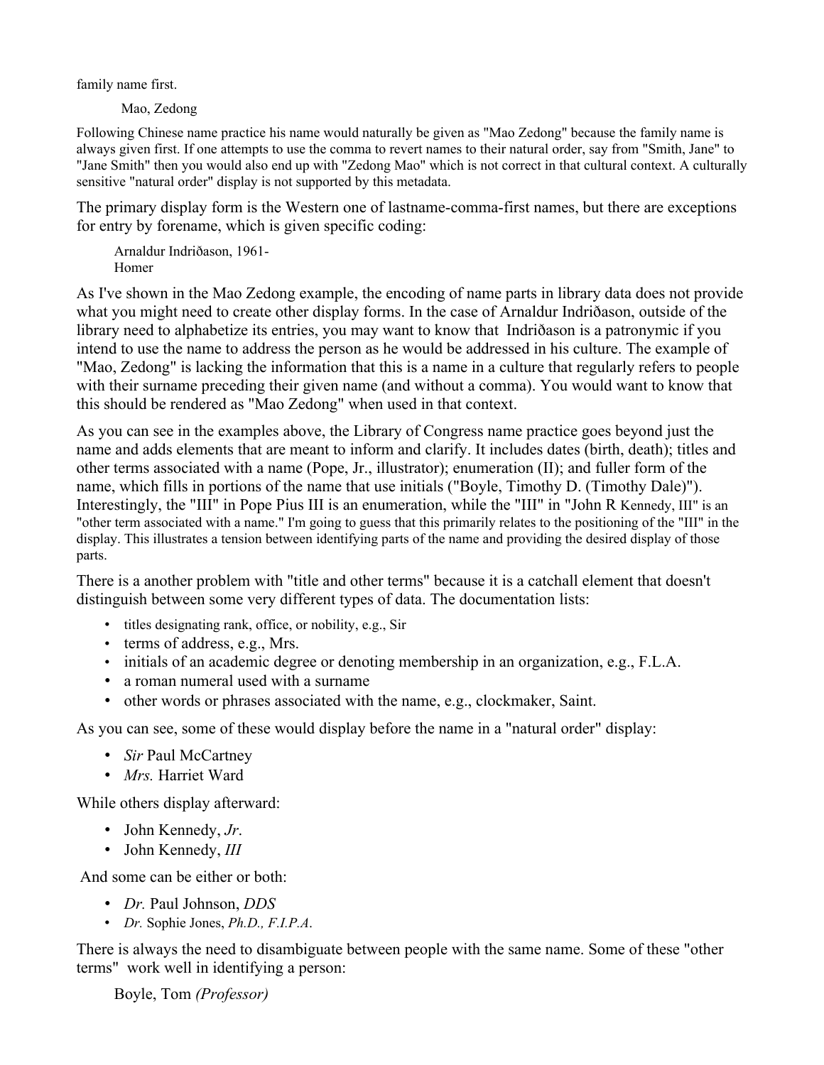family name first.

> Mao, Zedong

Following Chinese name practice his name would naturally be given as "Mao Zedong" because the family name is always given first. If one attempts to use the comma to revert names to their natural order, say from "Smith, Jane" to "Jane Smith" then you would also end up with "Zedong Mao" which is not correct in that cultural context. A culturally sensitive "natural order" display is not supported by this metadata.

The primary display form is the Western one of lastname-comma-first names, but there are exceptions for entry by forename, which is given specific coding:

> Arnaldur Indriðason, 1961-
> Homer

As I've shown in the Mao Zedong example, the encoding of name parts in library data does not provide what you might need to create other display forms. In the case of Arnaldur Indriðason, outside of the library need to alphabetize its entries, you may want to know that Indriðason is a patronymic if you intend to use the name to address the person as he would be addressed in his culture. The example of "Mao, Zedong" is lacking the information that this is a name in a culture that regularly refers to people with their surname preceding their given name (and without a comma). You would want to know that this should be rendered as "Mao Zedong" when used in that context.

As you can see in the examples above, the Library of Congress name practice goes beyond just the name and adds elements that are meant to inform and clarify. It includes dates (birth, death); titles and other terms associated with a name (Pope, Jr., illustrator); enumeration (II); and fuller form of the name, which fills in portions of the name that use initials ("Boyle, Timothy D. (Timothy Dale)"). Interestingly, the "III" in Pope Pius III is an enumeration, while the "III" in "John R Kennedy, III" is an "other term associated with a name." I'm going to guess that this primarily relates to the positioning of the "III" in the display. This illustrates a tension between identifying parts of the name and providing the desired display of those parts.

There is a another problem with "title and other terms" because it is a catchall element that doesn't distinguish between some very different types of data. The documentation lists:

- titles designating rank, office, or nobility, e.g., Sir
- terms of address, e.g., Mrs.
- initials of an academic degree or denoting membership in an organization, e.g., F.L.A.
- a roman numeral used with a surname
- other words or phrases associated with the name, e.g., clockmaker, Saint.

As you can see, some of these would display before the name in a "natural order" display:

- *Sir* Paul McCartney
- *Mrs.* Harriet Ward

While others display afterward:

- John Kennedy, *Jr*.
- John Kennedy, *III*

And some can be either or both:

- *Dr.* Paul Johnson, *DDS*
- *Dr.* Sophie Jones, *Ph.D., F.I.P.A*.

There is always the need to disambiguate between people with the same name. Some of these "other terms" work well in identifying a person:

> Boyle, Tom *(Professor)*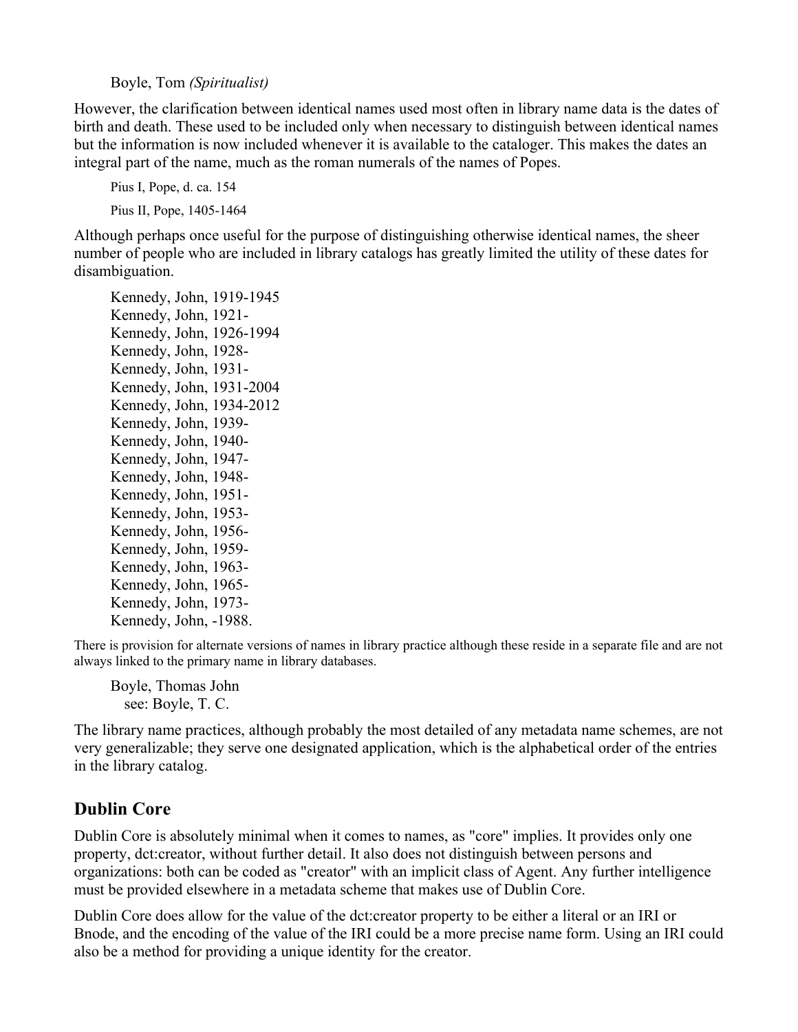Boyle, Tom *(Spiritualist)*

However, the clarification between identical names used most often in library name data is the dates of birth and death. These used to be included only when necessary to distinguish between identical names but the information is now included whenever it is available to the cataloger. This makes the dates an integral part of the name, much as the roman numerals of the names of Popes.

Pius I, Pope, d. ca. 154

Pius II, Pope, 1405-1464

Although perhaps once useful for the purpose of distinguishing otherwise identical names, the sheer number of people who are included in library catalogs has greatly limited the utility of these dates for disambiguation.

Kennedy, John, 1919-1945
Kennedy, John, 1921-
Kennedy, John, 1926-1994
Kennedy, John, 1928-
Kennedy, John, 1931-
Kennedy, John, 1931-2004
Kennedy, John, 1934-2012
Kennedy, John, 1939-
Kennedy, John, 1940-
Kennedy, John, 1947-
Kennedy, John, 1948-
Kennedy, John, 1951-
Kennedy, John, 1953-
Kennedy, John, 1956-
Kennedy, John, 1959-
Kennedy, John, 1963-
Kennedy, John, 1965-
Kennedy, John, 1973-
Kennedy, John, -1988.

There is provision for alternate versions of names in library practice although these reside in a separate file and are not always linked to the primary name in library databases.

Boyle, Thomas John
see: Boyle, T. C.

The library name practices, although probably the most detailed of any metadata name schemes, are not very generalizable; they serve one designated application, which is the alphabetical order of the entries in the library catalog.

## Dublin Core

Dublin Core is absolutely minimal when it comes to names, as "core" implies. It provides only one property, dct:creator, without further detail. It also does not distinguish between persons and organizations: both can be coded as "creator" with an implicit class of Agent. Any further intelligence must be provided elsewhere in a metadata scheme that makes use of Dublin Core.

Dublin Core does allow for the value of the dct:creator property to be either a literal or an IRI or Bnode, and the encoding of the value of the IRI could be a more precise name form. Using an IRI could also be a method for providing a unique identity for the creator.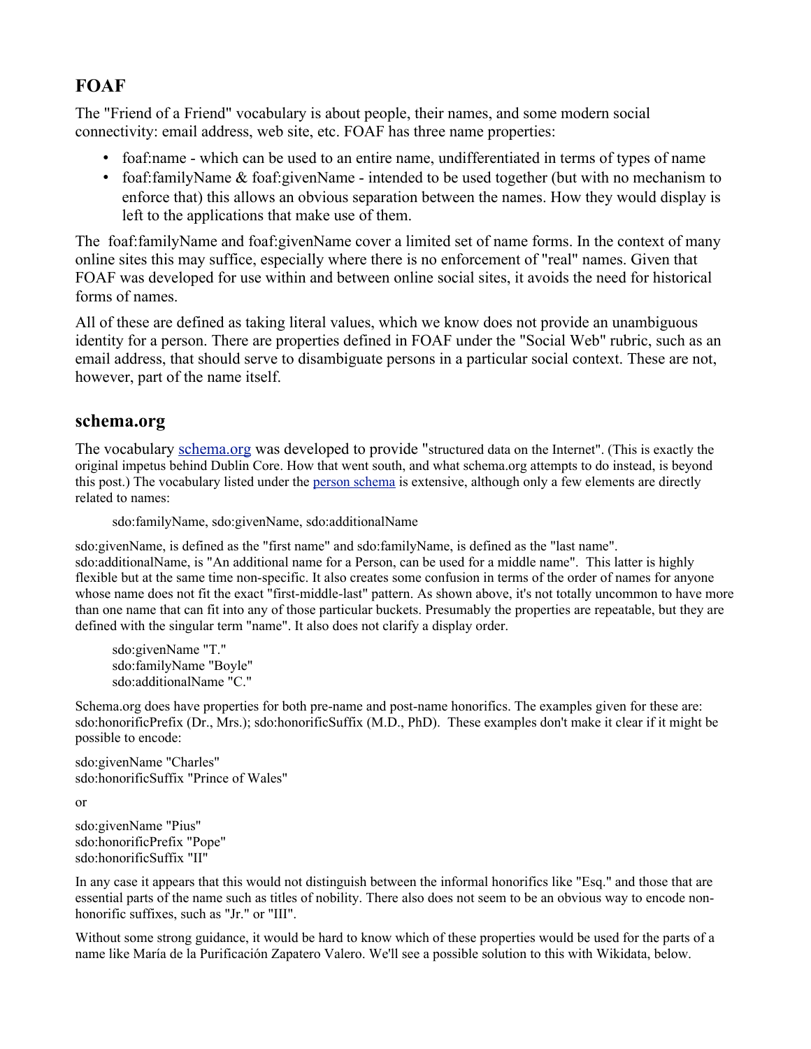## FOAF

The "Friend of a Friend" vocabulary is about people, their names, and some modern social connectivity: email address, web site, etc. FOAF has three name properties:

- foaf:name - which can be used to an entire name, undifferentiated in terms of types of name
- foaf:familyName & foaf:givenName - intended to be used together (but with no mechanism to enforce that) this allows an obvious separation between the names. How they would display is left to the applications that make use of them.

The foaf:familyName and foaf:givenName cover a limited set of name forms. In the context of many online sites this may suffice, especially where there is no enforcement of "real" names. Given that FOAF was developed for use within and between online social sites, it avoids the need for historical forms of names.

All of these are defined as taking literal values, which we know does not provide an unambiguous identity for a person. There are properties defined in FOAF under the "Social Web" rubric, such as an email address, that should serve to disambiguate persons in a particular social context. These are not, however, part of the name itself.

## schema.org

The vocabulary schema.org was developed to provide "structured data on the Internet". (This is exactly the original impetus behind Dublin Core. How that went south, and what schema.org attempts to do instead, is beyond this post.) The vocabulary listed under the person schema is extensive, although only a few elements are directly related to names:

> sdo:familyName, sdo:givenName, sdo:additionalName

sdo:givenName, is defined as the "first name" and sdo:familyName, is defined as the "last name". sdo:additionalName, is "An additional name for a Person, can be used for a middle name". This latter is highly flexible but at the same time non-specific. It also creates some confusion in terms of the order of names for anyone whose name does not fit the exact "first-middle-last" pattern. As shown above, it's not totally uncommon to have more than one name that can fit into any of those particular buckets. Presumably the properties are repeatable, but they are defined with the singular term "name". It also does not clarify a display order.

> sdo:givenName "T."
> sdo:familyName "Boyle"
> sdo:additionalName "C."

Schema.org does have properties for both pre-name and post-name honorifics. The examples given for these are: sdo:honorificPrefix (Dr., Mrs.); sdo:honorificSuffix (M.D., PhD). These examples don't make it clear if it might be possible to encode:

sdo:givenName "Charles"
sdo:honorificSuffix "Prince of Wales"

or

sdo:givenName "Pius"
sdo:honorificPrefix "Pope"
sdo:honorificSuffix "II"

In any case it appears that this would not distinguish between the informal honorifics like "Esq." and those that are essential parts of the name such as titles of nobility. There also does not seem to be an obvious way to encode non-honorific suffixes, such as "Jr." or "III".

Without some strong guidance, it would be hard to know which of these properties would be used for the parts of a name like María de la Purificación Zapatero Valero. We'll see a possible solution to this with Wikidata, below.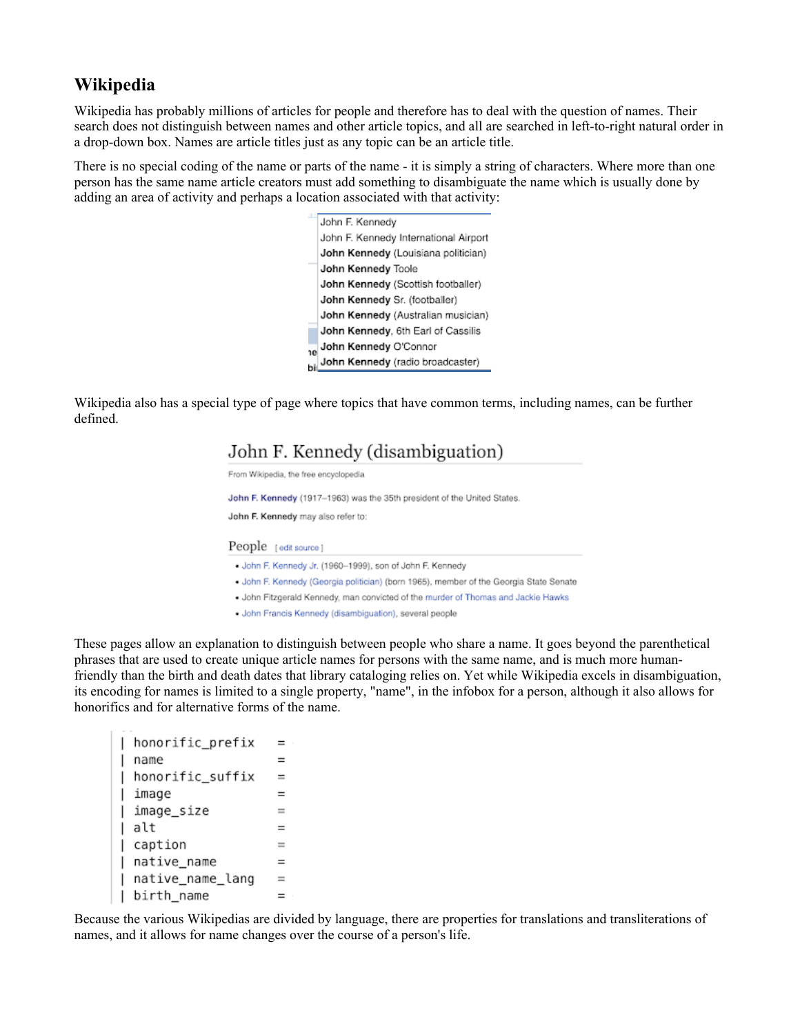## Wikipedia

Wikipedia has probably millions of articles for people and therefore has to deal with the question of names. Their search does not distinguish between names and other article topics, and all are searched in left-to-right natural order in a drop-down box. Names are article titles just as any topic can be an article title.

There is no special coding of the name or parts of the name - it is simply a string of characters. Where more than one person has the same name article creators must add something to disambiguate the name which is usually done by adding an area of activity and perhaps a location associated with that activity:

John F. Kennedy
John F. Kennedy International Airport
**John Kennedy** (Louisiana politician)
**John Kennedy** Toole
**John Kennedy** (Scottish footballer)
**John Kennedy** Sr. (footballer)
**John Kennedy** (Australian musician)
**John Kennedy**, 6th Earl of Cassilis
**John Kennedy** O'Connor
**John Kennedy** (radio broadcaster)

Wikipedia also has a special type of page where topics that have common terms, including names, can be further defined.

# John F. Kennedy (disambiguation)

From Wikipedia, the free encyclopedia

John F. Kennedy (1917–1963) was the 35th president of the United States.

**John F. Kennedy** may also refer to:

## People [ edit source ]

- John F. Kennedy Jr. (1960–1999), son of John F. Kennedy
- John F. Kennedy (Georgia politician) (born 1965), member of the Georgia State Senate
- John Fitzgerald Kennedy, man convicted of the murder of Thomas and Jackie Hawks
- John Francis Kennedy (disambiguation), several people

These pages allow an explanation to distinguish between people who share a name. It goes beyond the parenthetical phrases that are used to create unique article names for persons with the same name, and is much more human-friendly than the birth and death dates that library cataloging relies on. Yet while Wikipedia excels in disambiguation, its encoding for names is limited to a single property, "name", in the infobox for a person, although it also allows for honorifics and for alternative forms of the name.

```
| honorific_prefix   =
| name               =
| honorific_suffix   =
| image              =
| image_size         =
| alt                =
| caption            =
| native_name        =
| native_name_lang   =
| birth_name         =
```

Because the various Wikipedias are divided by language, there are properties for translations and transliterations of names, and it allows for name changes over the course of a person's life.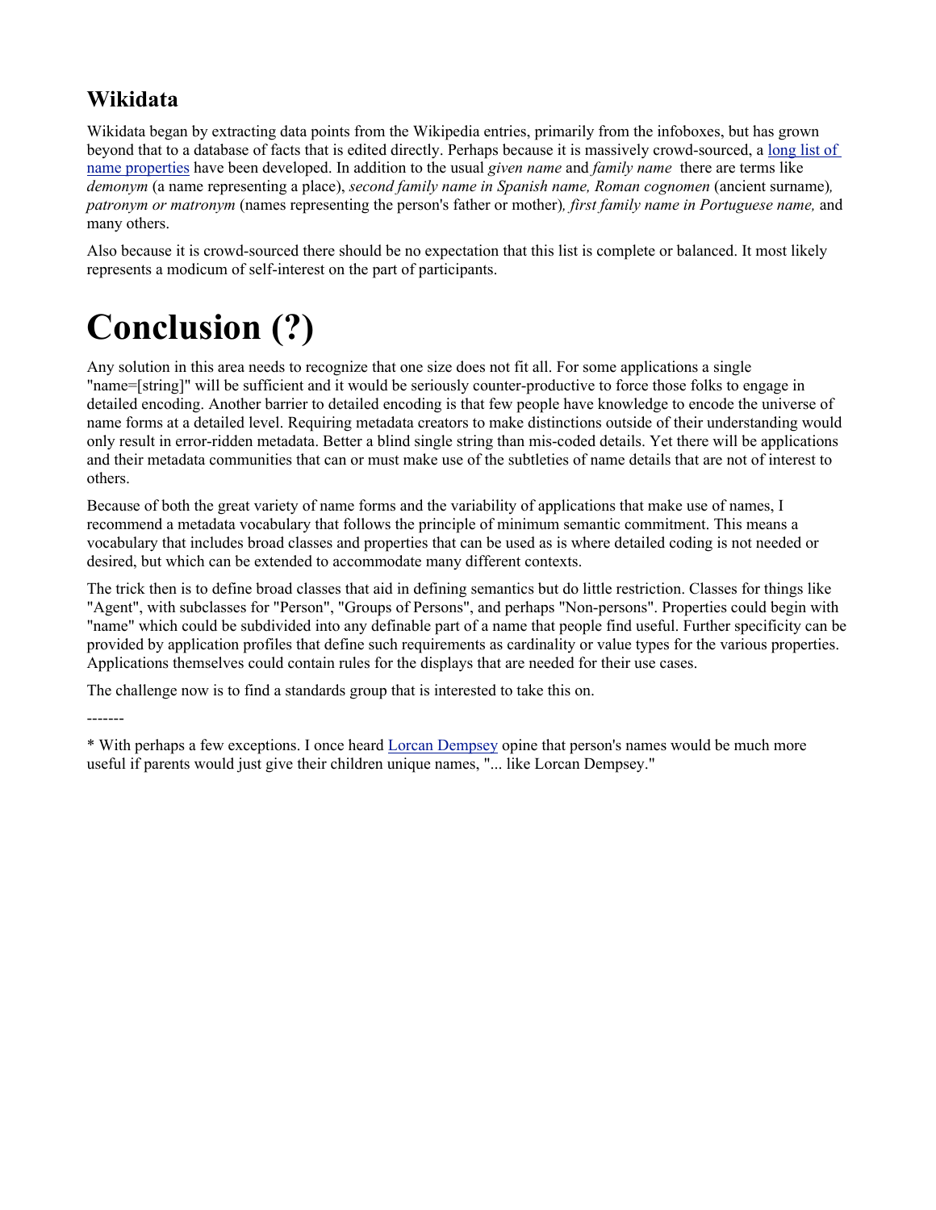## Wikidata

Wikidata began by extracting data points from the Wikipedia entries, primarily from the infoboxes, but has grown beyond that to a database of facts that is edited directly. Perhaps because it is massively crowd-sourced, a long list of name properties have been developed. In addition to the usual *given name* and *family name* there are terms like *demonym* (a name representing a place), *second family name in Spanish name, Roman cognomen* (ancient surname), *patronym or matronym* (names representing the person's father or mother), *first family name in Portuguese name,* and many others.

Also because it is crowd-sourced there should be no expectation that this list is complete or balanced. It most likely represents a modicum of self-interest on the part of participants.

# Conclusion (?)

Any solution in this area needs to recognize that one size does not fit all. For some applications a single "name=[string]" will be sufficient and it would be seriously counter-productive to force those folks to engage in detailed encoding. Another barrier to detailed encoding is that few people have knowledge to encode the universe of name forms at a detailed level. Requiring metadata creators to make distinctions outside of their understanding would only result in error-ridden metadata. Better a blind single string than mis-coded details. Yet there will be applications and their metadata communities that can or must make use of the subtleties of name details that are not of interest to others.

Because of both the great variety of name forms and the variability of applications that make use of names, I recommend a metadata vocabulary that follows the principle of minimum semantic commitment. This means a vocabulary that includes broad classes and properties that can be used as is where detailed coding is not needed or desired, but which can be extended to accommodate many different contexts.

The trick then is to define broad classes that aid in defining semantics but do little restriction. Classes for things like "Agent", with subclasses for "Person", "Groups of Persons", and perhaps "Non-persons". Properties could begin with "name" which could be subdivided into any definable part of a name that people find useful. Further specificity can be provided by application profiles that define such requirements as cardinality or value types for the various properties. Applications themselves could contain rules for the displays that are needed for their use cases.

The challenge now is to find a standards group that is interested to take this on.

-------

* With perhaps a few exceptions. I once heard Lorcan Dempsey opine that person's names would be much more useful if parents would just give their children unique names, "... like Lorcan Dempsey."